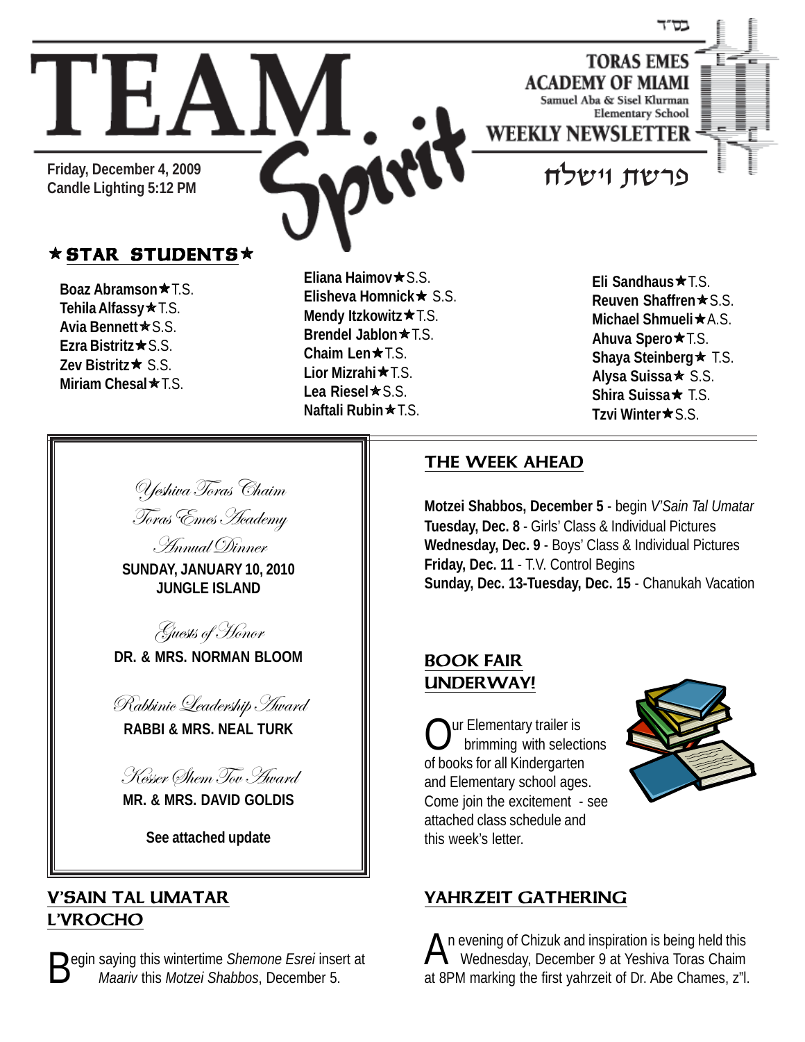בס"ד

# TEAM Spirit

**TORAS EMES ACADEMY OF MIAMI**
Samuel Aba & Sisel Klurman Elementary School
**WEEKLY NEWSLETTER**

פרשת וישלח

**Friday, December 4, 2009**
**Candle Lighting 5:12 PM**

## ★ STAR STUDENTS ★

**Boaz Abramson**★T.S.
**Tehila Alfassy**★T.S.
**Avia Bennett**★S.S.
**Ezra Bistritz**★S.S.
**Zev Bistritz**★ S.S.
**Miriam Chesal**★T.S.
**Eliana Haimov**★S.S.
**Elisheva Homnick**★ S.S.
**Mendy Itzkowitz**★T.S.
**Brendel Jablon**★T.S.
**Chaim Len**★T.S.
**Lior Mizrahi**★T.S.
**Lea Riesel**★S.S.
**Naftali Rubin**★T.S.
**Eli Sandhaus**★T.S.
**Reuven Shaffren**★S.S.
**Michael Shmueli**★A.S.
**Ahuva Spero**★T.S.
**Shaya Steinberg**★ T.S.
**Alysa Suissa**★ S.S.
**Shira Suissa**★ T.S.
**Tzvi Winter**★S.S.

*Yeshiva Toras Chaim*
*Toras Emes Academy*
*Annual Dinner*
**SUNDAY, JANUARY 10, 2010**
**JUNGLE ISLAND**

*Guests of Honor*
**DR. & MRS. NORMAN BLOOM**

*Rabbinic Leadership Award*
**RABBI & MRS. NEAL TURK**

*Kesser Shem Tov Award*
**MR. & MRS. DAVID GOLDIS**

**See attached update**

## V'SAIN TAL UMATAR L'VROCHO

Begin saying this wintertime *Shemone Esrei* insert at *Maariv* this *Motzei Shabbos*, December 5.

## THE WEEK AHEAD

**Motzei Shabbos, December 5** - begin *V'Sain Tal Umatar*
**Tuesday, Dec. 8** - Girls' Class & Individual Pictures
**Wednesday, Dec. 9** - Boys' Class & Individual Pictures
**Friday, Dec. 11** - T.V. Control Begins
**Sunday, Dec. 13-Tuesday, Dec. 15** - Chanukah Vacation

## BOOK FAIR UNDERWAY!

Our Elementary trailer is brimming with selections of books for all Kindergarten and Elementary school ages. Come join the excitement - see attached class schedule and this week's letter.

## YAHRZEIT GATHERING

An evening of Chizuk and inspiration is being held this Wednesday, December 9 at Yeshiva Toras Chaim at 8PM marking the first yahrzeit of Dr. Abe Chames, z"l.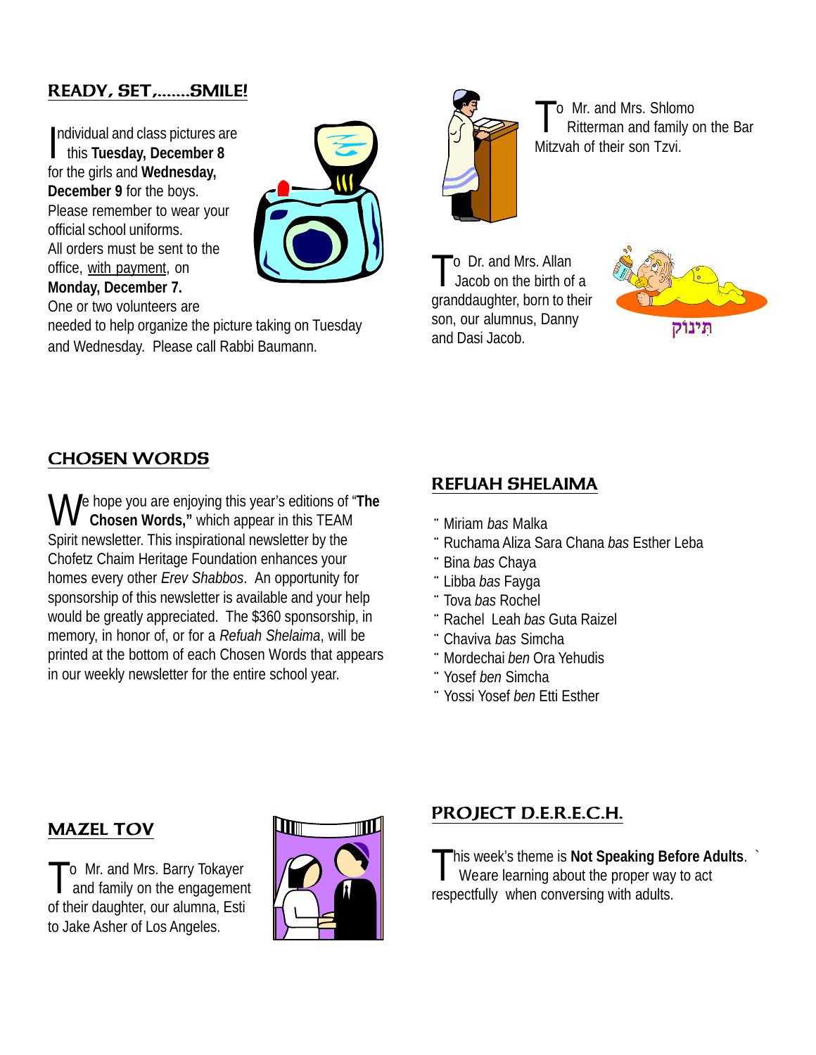## READY, SET,.......SMILE!

Individual and class pictures are this **Tuesday, December 8** for the girls and **Wednesday, December 9** for the boys. Please remember to wear your official school uniforms. All orders must be sent to the office, with payment, on **Monday, December 7.** One or two volunteers are needed to help organize the picture taking on Tuesday and Wednesday. Please call Rabbi Baumann.

To Mr. and Mrs. Shlomo Ritterman and family on the Bar Mitzvah of their son Tzvi.

To Dr. and Mrs. Allan Jacob on the birth of a granddaughter, born to their son, our alumnus, Danny and Dasi Jacob.

תִינוֹק

## CHOSEN WORDS

We hope you are enjoying this year's editions of "**The Chosen Words,"** which appear in this TEAM Spirit newsletter. This inspirational newsletter by the Chofetz Chaim Heritage Foundation enhances your homes every other *Erev Shabbos*. An opportunity for sponsorship of this newsletter is available and your help would be greatly appreciated. The $360 sponsorship, in memory, in honor of, or for a *Refuah Shelaima*, will be printed at the bottom of each Chosen Words that appears in our weekly newsletter for the entire school year.

## REFUAH SHELAIMA

- Miriam *bas* Malka
- Ruchama Aliza Sara Chana *bas* Esther Leba
- Bina *bas* Chaya
- Libba *bas* Fayga
- Tova *bas* Rochel
- Rachel Leah *bas* Guta Raizel
- Chaviva *bas* Simcha
- Mordechai *ben* Ora Yehudis
- Yosef *ben* Simcha
- Yossi Yosef *ben* Etti Esther

## MAZEL TOV

To Mr. and Mrs. Barry Tokayer and family on the engagement of their daughter, our alumna, Esti to Jake Asher of Los Angeles.

## PROJECT D.E.R.E.C.H.

This week's theme is **Not Speaking Before Adults**. We are learning about the proper way to act respectfully when conversing with adults.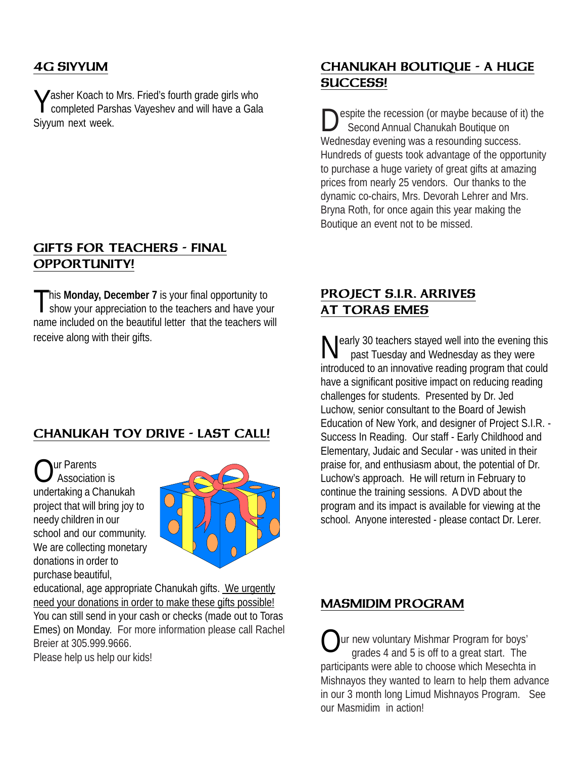## 4G SIYYUM

Yasher Koach to Mrs. Fried's fourth grade girls who completed Parshas Vayeshev and will have a Gala Siyyum next week.

## GIFTS FOR TEACHERS - FINAL OPPORTUNITY!

This **Monday, December 7** is your final opportunity to show your appreciation to the teachers and have your name included on the beautiful letter that the teachers will receive along with their gifts.

## CHANUKAH TOY DRIVE - LAST CALL!

Our Parents Association is undertaking a Chanukah project that will bring joy to needy children in our school and our community. We are collecting monetary donations in order to purchase beautiful, educational, age appropriate Chanukah gifts. We urgently need your donations in order to make these gifts possible! You can still send in your cash or checks (made out to Toras Emes) on Monday. For more information please call Rachel Breier at 305.999.9666.

Please help us help our kids!

## CHANUKAH BOUTIQUE - A HUGE SUCCESS!

Despite the recession (or maybe because of it) the Second Annual Chanukah Boutique on Wednesday evening was a resounding success. Hundreds of guests took advantage of the opportunity to purchase a huge variety of great gifts at amazing prices from nearly 25 vendors. Our thanks to the dynamic co-chairs, Mrs. Devorah Lehrer and Mrs. Bryna Roth, for once again this year making the Boutique an event not to be missed.

## PROJECT S.I.R. ARRIVES AT TORAS EMES

Nearly 30 teachers stayed well into the evening this past Tuesday and Wednesday as they were introduced to an innovative reading program that could have a significant positive impact on reducing reading challenges for students. Presented by Dr. Jed Luchow, senior consultant to the Board of Jewish Education of New York, and designer of Project S.I.R. - Success In Reading. Our staff - Early Childhood and Elementary, Judaic and Secular - was united in their praise for, and enthusiasm about, the potential of Dr. Luchow's approach. He will return in February to continue the training sessions. A DVD about the program and its impact is available for viewing at the school. Anyone interested - please contact Dr. Lerer.

## MASMIDIM PROGRAM

Our new voluntary Mishmar Program for boys' grades 4 and 5 is off to a great start. The participants were able to choose which Mesechta in Mishnayos they wanted to learn to help them advance in our 3 month long Limud Mishnayos Program. See our Masmidim in action!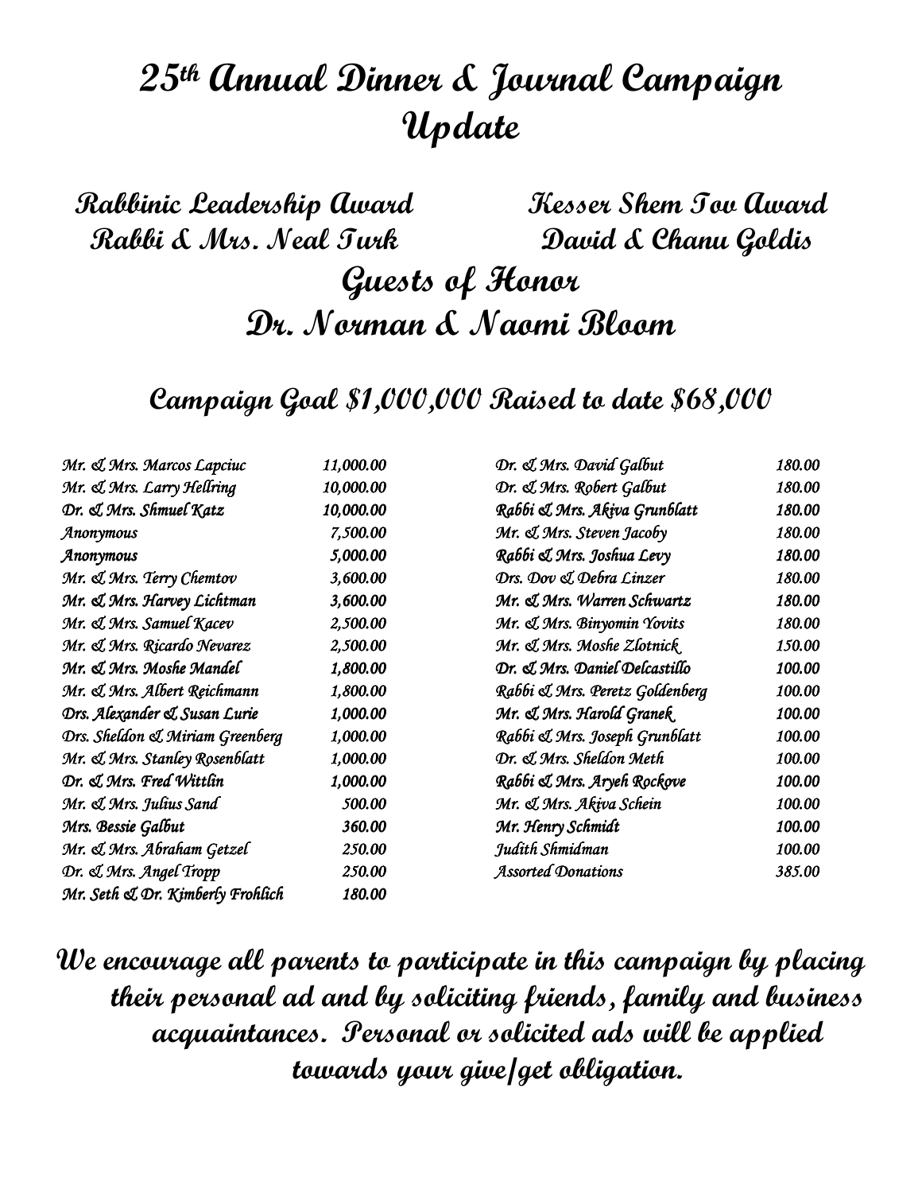# 25th Annual Dinner & Journal Campaign Update

**Rabbinic Leadership Award**
**Rabbi & Mrs. Neal Turk**

**Kesser Shem Tov Award**
**David & Chanu Goldis**

## Guests of Honor
## Dr. Norman & Naomi Bloom

### Campaign Goal $1,000,000 Raised to date $68,000

| Donor | Amount |
|---|---|
| Mr. & Mrs. Marcos Lapciuc | 11,000.00 |
| Mr. & Mrs. Larry Hellring | 10,000.00 |
| Dr. & Mrs. Shmuel Katz | 10,000.00 |
| Anonymous | 7,500.00 |
| Anonymous | 5,000.00 |
| Mr. & Mrs. Terry Chemtov | 3,600.00 |
| Mr. & Mrs. Harvey Lichtman | 3,600.00 |
| Mr. & Mrs. Samuel Kacev | 2,500.00 |
| Mr. & Mrs. Ricardo Nevarez | 2,500.00 |
| Mr. & Mrs. Moshe Mandel | 1,800.00 |
| Mr. & Mrs. Albert Reichmann | 1,800.00 |
| Drs. Alexander & Susan Lurie | 1,000.00 |
| Drs. Sheldon & Miriam Greenberg | 1,000.00 |
| Mr. & Mrs. Stanley Rosenblatt | 1,000.00 |
| Dr. & Mrs. Fred Wittlin | 1,000.00 |
| Mr. & Mrs. Julius Sand | 500.00 |
| Mrs. Bessie Galbut | 360.00 |
| Mr. & Mrs. Abraham Getzel | 250.00 |
| Dr. & Mrs. Angel Tropp | 250.00 |
| Mr. Seth & Dr. Kimberly Frohlich | 180.00 |
| Dr. & Mrs. David Galbut | 180.00 |
| Dr. & Mrs. Robert Galbut | 180.00 |
| Rabbi & Mrs. Akiva Grunblatt | 180.00 |
| Mr. & Mrs. Steven Jacoby | 180.00 |
| Rabbi & Mrs. Joshua Levy | 180.00 |
| Drs. Dov & Debra Linzer | 180.00 |
| Mr. & Mrs. Warren Schwartz | 180.00 |
| Mr. & Mrs. Binyomin Yovits | 180.00 |
| Mr. & Mrs. Moshe Zlotnick | 150.00 |
| Dr. & Mrs. Daniel Delcastillo | 100.00 |
| Rabbi & Mrs. Peretz Goldenberg | 100.00 |
| Mr. & Mrs. Harold Granek | 100.00 |
| Rabbi & Mrs. Joseph Grunblatt | 100.00 |
| Dr. & Mrs. Sheldon Meth | 100.00 |
| Rabbi & Mrs. Aryeh Rockove | 100.00 |
| Mr. & Mrs. Akiva Schein | 100.00 |
| Mr. Henry Schmidt | 100.00 |
| Judith Shmidman | 100.00 |
| Assorted Donations | 385.00 |

**We encourage all parents to participate in this campaign by placing their personal ad and by soliciting friends, family and business acquaintances. Personal or solicited ads will be applied towards your give/get obligation.**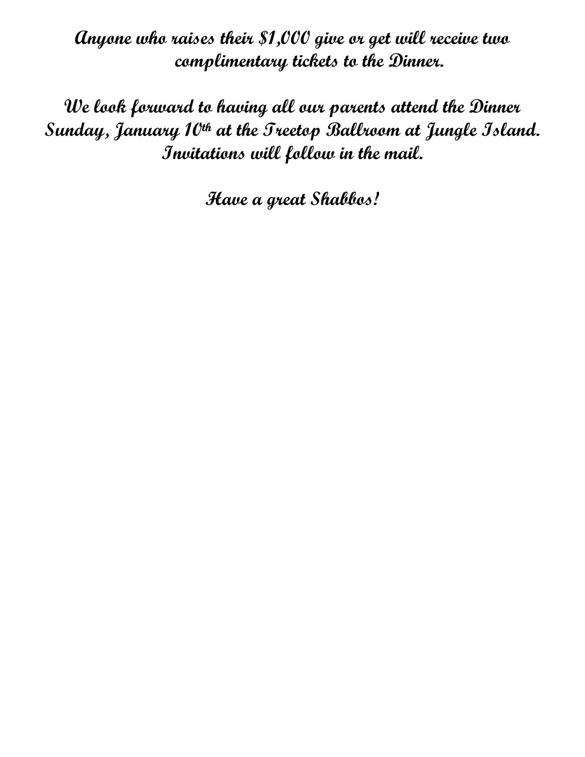***Anyone who raises their $1,000 give or get will receive two complimentary tickets to the Dinner.***

***We look forward to having all our parents attend the Dinner Sunday, January 10th at the Treetop Ballroom at Jungle Island. Invitations will follow in the mail.***

***Have a great Shabbos!***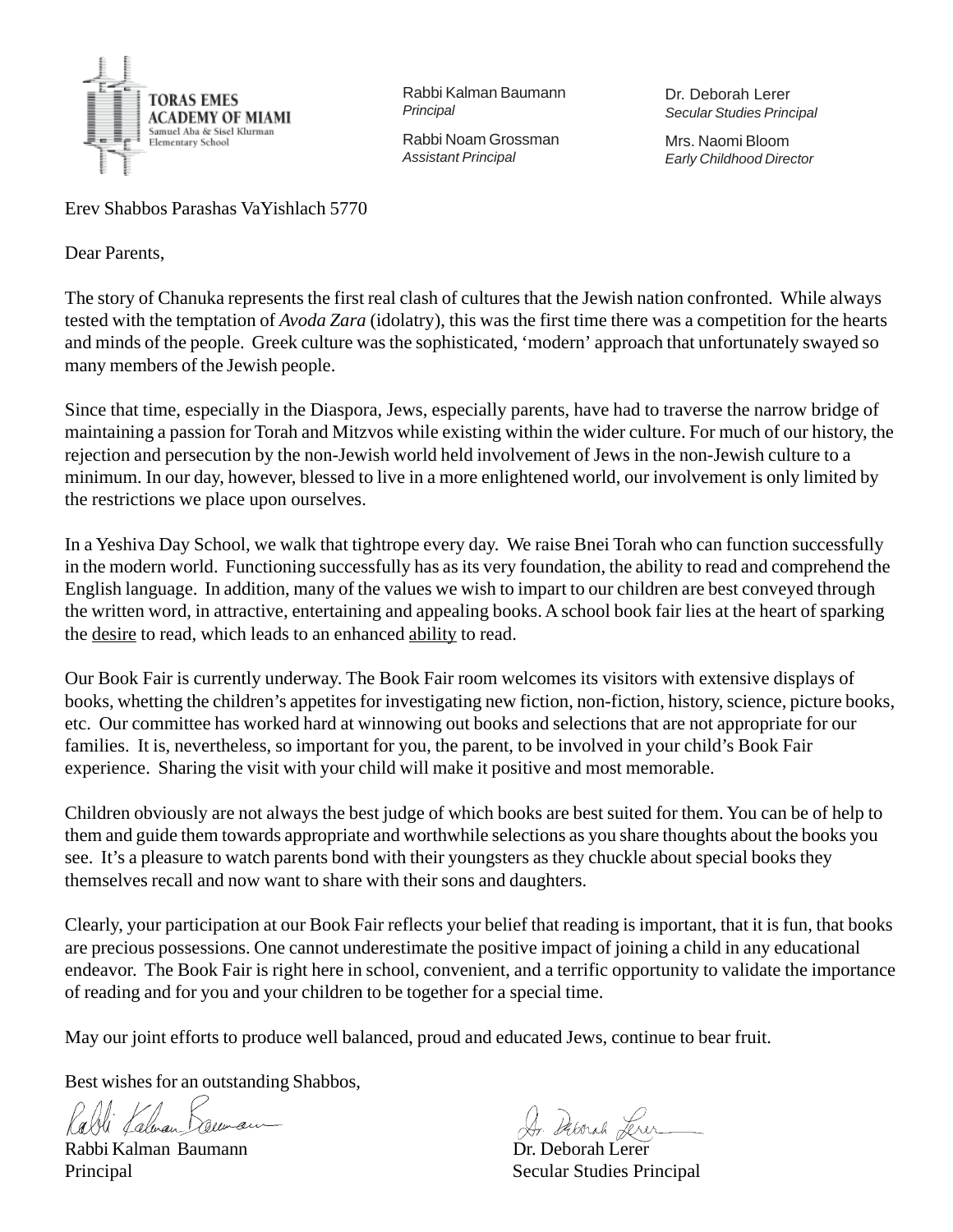**TORAS EMES ACADEMY OF MIAMI**
Samuel Aba & Sisel Klurman Elementary School

Rabbi Kalman Baumann
*Principal*

Rabbi Noam Grossman
*Assistant Principal*

Dr. Deborah Lerer
*Secular Studies Principal*

Mrs. Naomi Bloom
*Early Childhood Director*

Erev Shabbos Parashas VaYishlach 5770

Dear Parents,

The story of Chanuka represents the first real clash of cultures that the Jewish nation confronted. While always tested with the temptation of *Avoda Zara* (idolatry), this was the first time there was a competition for the hearts and minds of the people. Greek culture was the sophisticated, 'modern' approach that unfortunately swayed so many members of the Jewish people.

Since that time, especially in the Diaspora, Jews, especially parents, have had to traverse the narrow bridge of maintaining a passion for Torah and Mitzvos while existing within the wider culture. For much of our history, the rejection and persecution by the non-Jewish world held involvement of Jews in the non-Jewish culture to a minimum. In our day, however, blessed to live in a more enlightened world, our involvement is only limited by the restrictions we place upon ourselves.

In a Yeshiva Day School, we walk that tightrope every day. We raise Bnei Torah who can function successfully in the modern world. Functioning successfully has as its very foundation, the ability to read and comprehend the English language. In addition, many of the values we wish to impart to our children are best conveyed through the written word, in attractive, entertaining and appealing books. A school book fair lies at the heart of sparking the <u>desire</u> to read, which leads to an enhanced <u>ability</u> to read.

Our Book Fair is currently underway. The Book Fair room welcomes its visitors with extensive displays of books, whetting the children's appetites for investigating new fiction, non-fiction, history, science, picture books, etc. Our committee has worked hard at winnowing out books and selections that are not appropriate for our families. It is, nevertheless, so important for you, the parent, to be involved in your child's Book Fair experience. Sharing the visit with your child will make it positive and most memorable.

Children obviously are not always the best judge of which books are best suited for them. You can be of help to them and guide them towards appropriate and worthwhile selections as you share thoughts about the books you see. It's a pleasure to watch parents bond with their youngsters as they chuckle about special books they themselves recall and now want to share with their sons and daughters.

Clearly, your participation at our Book Fair reflects your belief that reading is important, that it is fun, that books are precious possessions. One cannot underestimate the positive impact of joining a child in any educational endeavor. The Book Fair is right here in school, convenient, and a terrific opportunity to validate the importance of reading and for you and your children to be together for a special time.

May our joint efforts to produce well balanced, proud and educated Jews, continue to bear fruit.

Best wishes for an outstanding Shabbos,

Rabbi Kalman Baumann
Principal

Dr. Deborah Lerer
Secular Studies Principal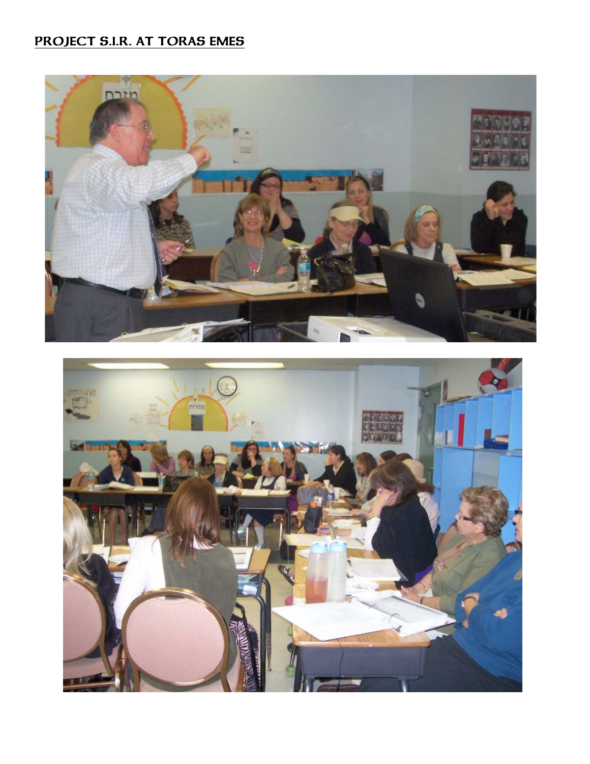# PROJECT S.I.R. AT TORAS EMES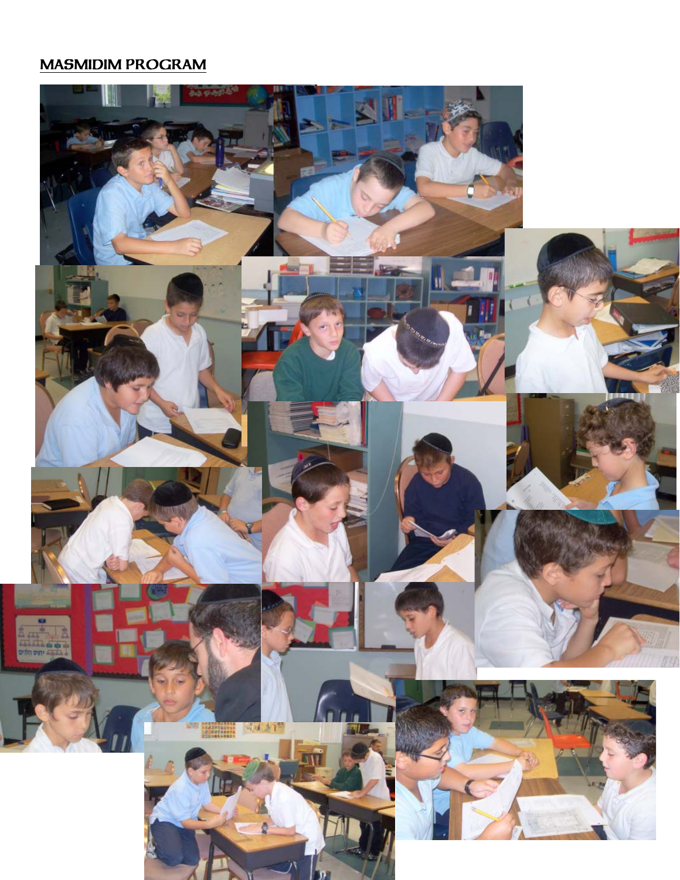## MASMIDIM PROGRAM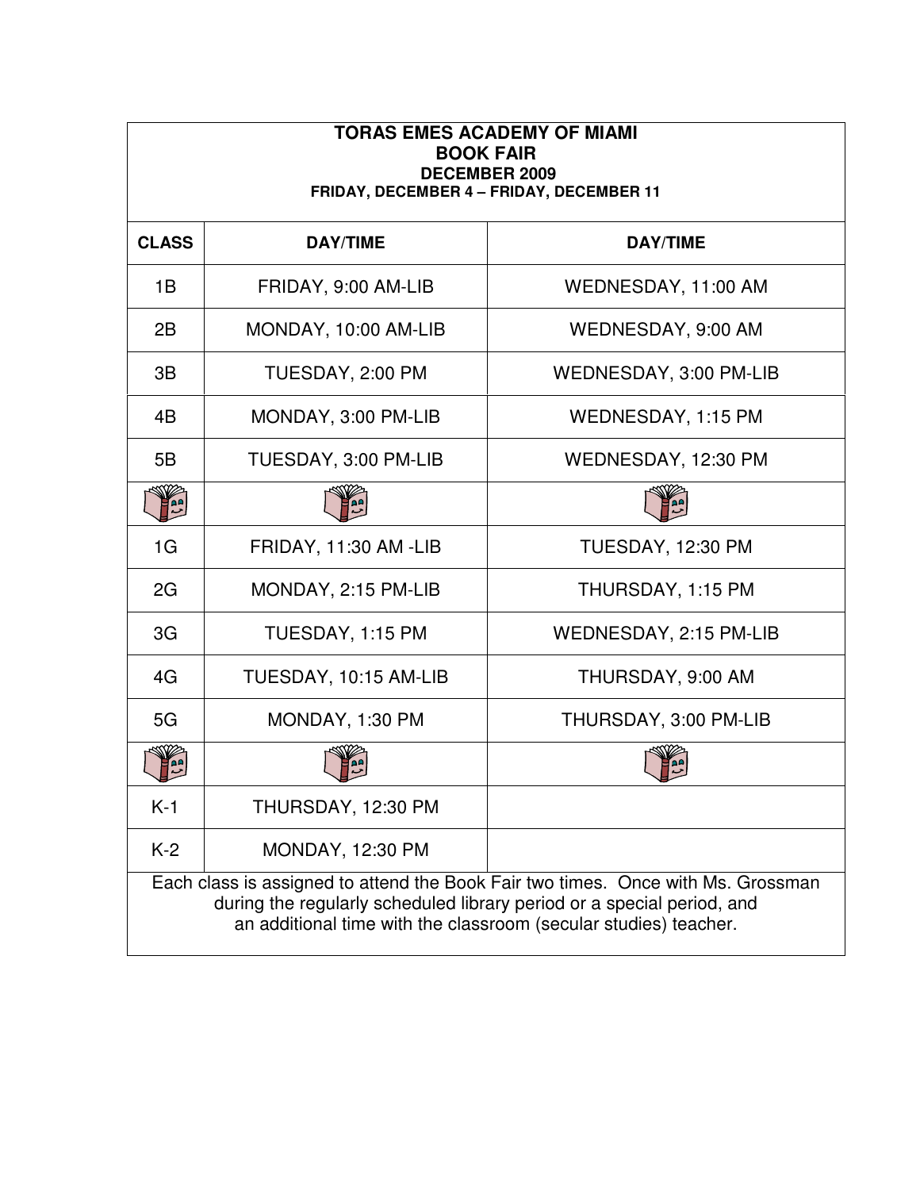**TORAS EMES ACADEMY OF MIAMI**
**BOOK FAIR**
**DECEMBER 2009**
**FRIDAY, DECEMBER 4 – FRIDAY, DECEMBER 11**

| CLASS | DAY/TIME | DAY/TIME |
|---|---|---|
| 1B | FRIDAY, 9:00 AM-LIB | WEDNESDAY, 11:00 AM |
| 2B | MONDAY, 10:00 AM-LIB | WEDNESDAY, 9:00 AM |
| 3B | TUESDAY, 2:00 PM | WEDNESDAY, 3:00 PM-LIB |
| 4B | MONDAY, 3:00 PM-LIB | WEDNESDAY, 1:15 PM |
| 5B | TUESDAY, 3:00 PM-LIB | WEDNESDAY, 12:30 PM |
| | | |
| 1G | FRIDAY, 11:30 AM -LIB | TUESDAY, 12:30 PM |
| 2G | MONDAY, 2:15 PM-LIB | THURSDAY, 1:15 PM |
| 3G | TUESDAY, 1:15 PM | WEDNESDAY, 2:15 PM-LIB |
| 4G | TUESDAY, 10:15 AM-LIB | THURSDAY, 9:00 AM |
| 5G | MONDAY, 1:30 PM | THURSDAY, 3:00 PM-LIB |
| | | |
| K-1 | THURSDAY, 12:30 PM | |
| K-2 | MONDAY, 12:30 PM | |

Each class is assigned to attend the Book Fair two times. Once with Ms. Grossman during the regularly scheduled library period or a special period, and an additional time with the classroom (secular studies) teacher.